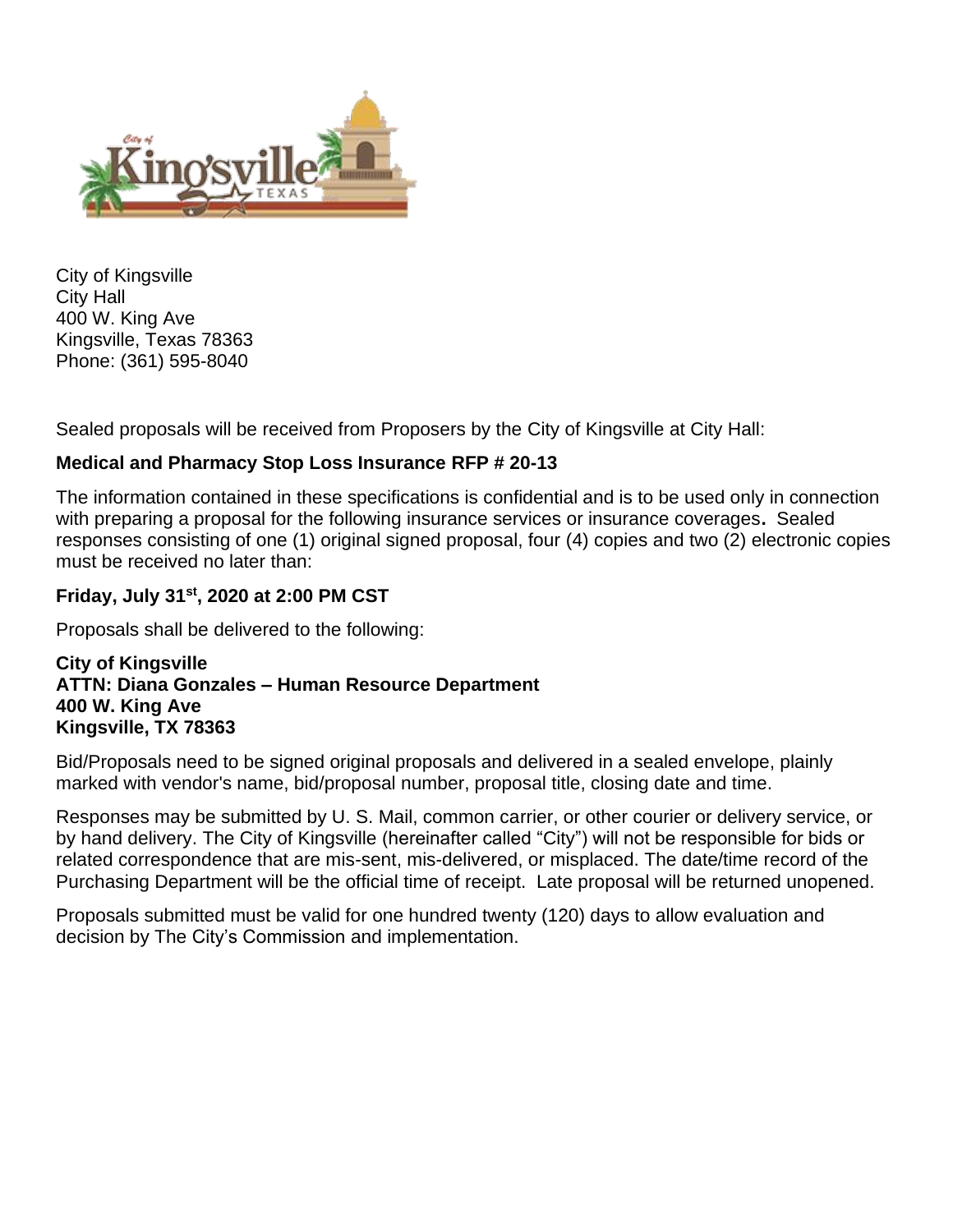City of Kingsville
City Hall
400 W. King Ave
Kingsville, Texas 78363
Phone: (361) 595-8040

Sealed proposals will be received from Proposers by the City of Kingsville at City Hall:

**Medical and Pharmacy Stop Loss Insurance RFP # 20-13**

The information contained in these specifications is confidential and is to be used only in connection with preparing a proposal for the following insurance services or insurance coverages**.** Sealed responses consisting of one (1) original signed proposal, four (4) copies and two (2) electronic copies must be received no later than:

**Friday, July 31st, 2020 at 2:00 PM CST**

Proposals shall be delivered to the following:

**City of Kingsville**
**ATTN: Diana Gonzales – Human Resource Department**
**400 W. King Ave**
**Kingsville, TX 78363**

Bid/Proposals need to be signed original proposals and delivered in a sealed envelope, plainly marked with vendor's name, bid/proposal number, proposal title, closing date and time.

Responses may be submitted by U. S. Mail, common carrier, or other courier or delivery service, or by hand delivery. The City of Kingsville (hereinafter called "City") will not be responsible for bids or related correspondence that are mis-sent, mis-delivered, or misplaced. The date/time record of the Purchasing Department will be the official time of receipt. Late proposal will be returned unopened.

Proposals submitted must be valid for one hundred twenty (120) days to allow evaluation and decision by The City's Commission and implementation.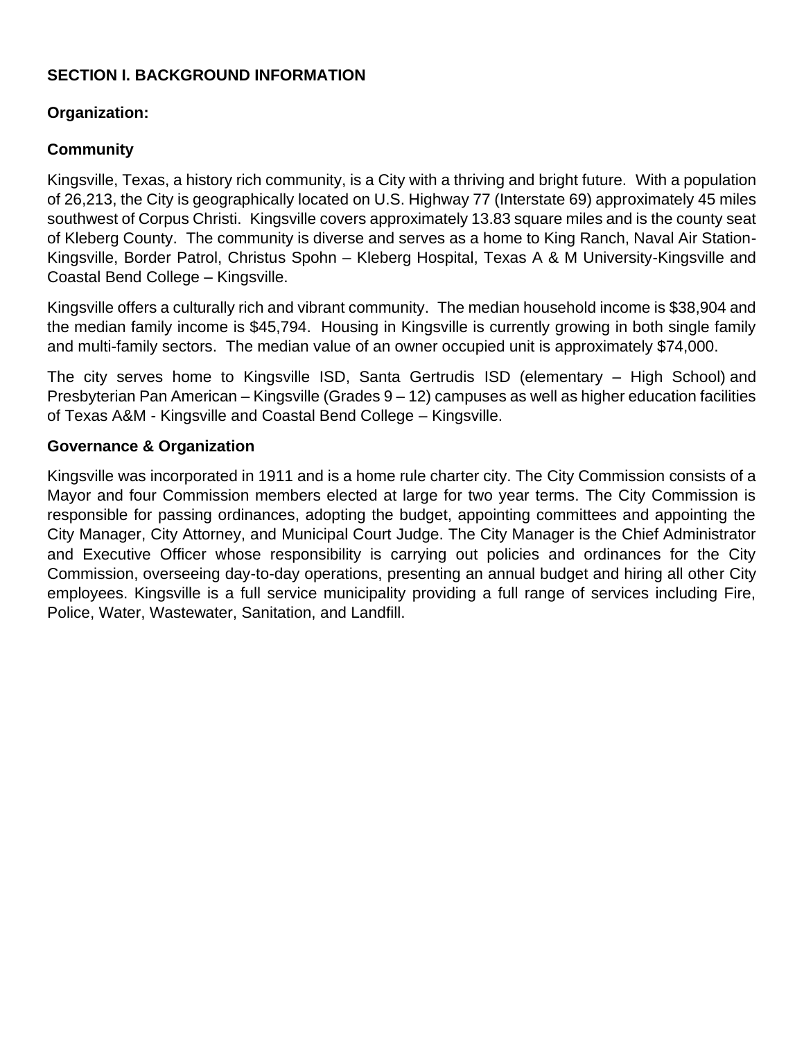## SECTION I. BACKGROUND INFORMATION

### Organization:

### Community

Kingsville, Texas, a history rich community, is a City with a thriving and bright future. With a population of 26,213, the City is geographically located on U.S. Highway 77 (Interstate 69) approximately 45 miles southwest of Corpus Christi. Kingsville covers approximately 13.83 square miles and is the county seat of Kleberg County. The community is diverse and serves as a home to King Ranch, Naval Air Station-Kingsville, Border Patrol, Christus Spohn – Kleberg Hospital, Texas A & M University-Kingsville and Coastal Bend College – Kingsville.

Kingsville offers a culturally rich and vibrant community. The median household income is $38,904 and the median family income is $45,794. Housing in Kingsville is currently growing in both single family and multi-family sectors. The median value of an owner occupied unit is approximately $74,000.

The city serves home to Kingsville ISD, Santa Gertrudis ISD (elementary – High School) and Presbyterian Pan American – Kingsville (Grades 9 – 12) campuses as well as higher education facilities of Texas A&M - Kingsville and Coastal Bend College – Kingsville.

### Governance & Organization

Kingsville was incorporated in 1911 and is a home rule charter city. The City Commission consists of a Mayor and four Commission members elected at large for two year terms. The City Commission is responsible for passing ordinances, adopting the budget, appointing committees and appointing the City Manager, City Attorney, and Municipal Court Judge. The City Manager is the Chief Administrator and Executive Officer whose responsibility is carrying out policies and ordinances for the City Commission, overseeing day-to-day operations, presenting an annual budget and hiring all other City employees. Kingsville is a full service municipality providing a full range of services including Fire, Police, Water, Wastewater, Sanitation, and Landfill.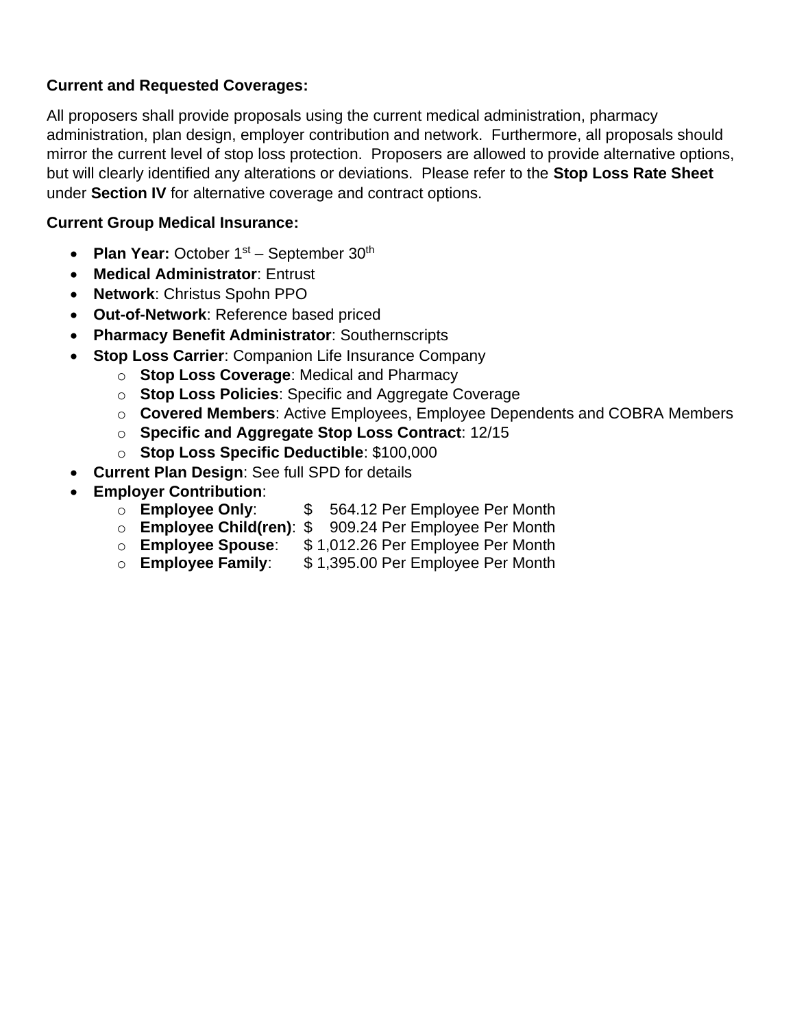**Current and Requested Coverages:**

All proposers shall provide proposals using the current medical administration, pharmacy administration, plan design, employer contribution and network. Furthermore, all proposals should mirror the current level of stop loss protection. Proposers are allowed to provide alternative options, but will clearly identified any alterations or deviations. Please refer to the **Stop Loss Rate Sheet** under **Section IV** for alternative coverage and contract options.

**Current Group Medical Insurance:**

- **Plan Year:** October 1st – September 30th
- **Medical Administrator**: Entrust
- **Network**: Christus Spohn PPO
- **Out-of-Network**: Reference based priced
- **Pharmacy Benefit Administrator**: Southernscripts
- **Stop Loss Carrier**: Companion Life Insurance Company
  - **Stop Loss Coverage**: Medical and Pharmacy
  - **Stop Loss Policies**: Specific and Aggregate Coverage
  - **Covered Members**: Active Employees, Employee Dependents and COBRA Members
  - **Specific and Aggregate Stop Loss Contract**: 12/15
  - **Stop Loss Specific Deductible**: $100,000
- **Current Plan Design**: See full SPD for details
- **Employer Contribution**:
  - **Employee Only**: $ 564.12 Per Employee Per Month
  - **Employee Child(ren)**: $ 909.24 Per Employee Per Month
  - **Employee Spouse**: $ 1,012.26 Per Employee Per Month
  - **Employee Family**: $ 1,395.00 Per Employee Per Month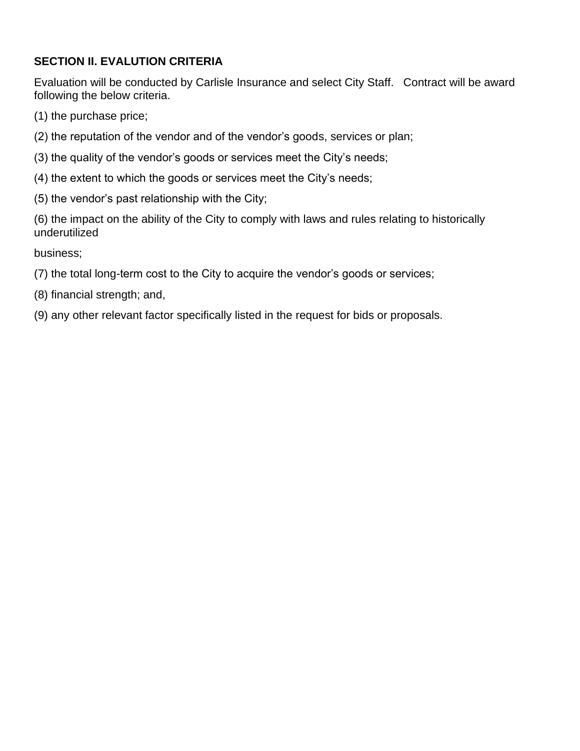## SECTION II. EVALUTION CRITERIA

Evaluation will be conducted by Carlisle Insurance and select City Staff. Contract will be award following the below criteria.

(1) the purchase price;

(2) the reputation of the vendor and of the vendor's goods, services or plan;

(3) the quality of the vendor's goods or services meet the City's needs;

(4) the extent to which the goods or services meet the City's needs;

(5) the vendor's past relationship with the City;

(6) the impact on the ability of the City to comply with laws and rules relating to historically underutilized

business;

(7) the total long-term cost to the City to acquire the vendor's goods or services;

(8) financial strength; and,

(9) any other relevant factor specifically listed in the request for bids or proposals.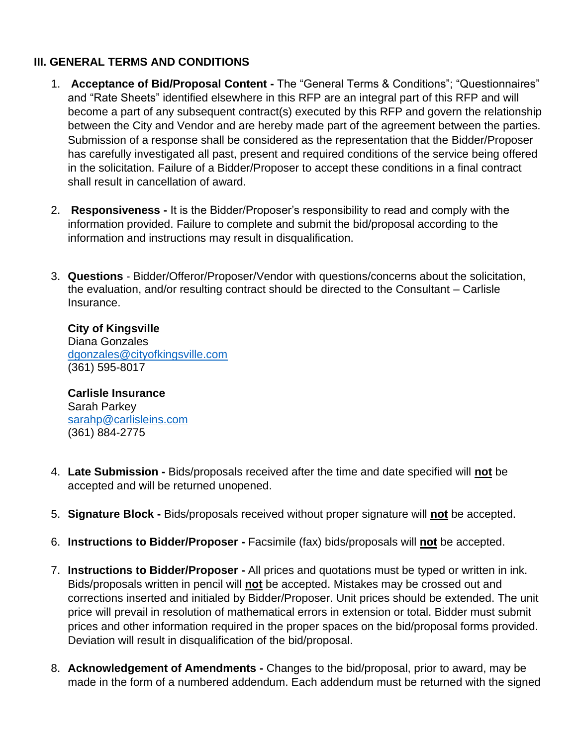## III. GENERAL TERMS AND CONDITIONS

1. **Acceptance of Bid/Proposal Content -** The "General Terms & Conditions"; "Questionnaires" and "Rate Sheets" identified elsewhere in this RFP are an integral part of this RFP and will become a part of any subsequent contract(s) executed by this RFP and govern the relationship between the City and Vendor and are hereby made part of the agreement between the parties. Submission of a response shall be considered as the representation that the Bidder/Proposer has carefully investigated all past, present and required conditions of the service being offered in the solicitation. Failure of a Bidder/Proposer to accept these conditions in a final contract shall result in cancellation of award.

2. **Responsiveness -** It is the Bidder/Proposer's responsibility to read and comply with the information provided. Failure to complete and submit the bid/proposal according to the information and instructions may result in disqualification.

3. **Questions** - Bidder/Offeror/Proposer/Vendor with questions/concerns about the solicitation, the evaluation, and/or resulting contract should be directed to the Consultant – Carlisle Insurance.

   **City of Kingsville**
   Diana Gonzales
   dgonzales@cityofkingsville.com
   (361) 595-8017

   **Carlisle Insurance**
   Sarah Parkey
   sarahp@carlisleins.com
   (361) 884-2775

4. **Late Submission -** Bids/proposals received after the time and date specified will **not** be accepted and will be returned unopened.

5. **Signature Block -** Bids/proposals received without proper signature will **not** be accepted.

6. **Instructions to Bidder/Proposer -** Facsimile (fax) bids/proposals will **not** be accepted.

7. **Instructions to Bidder/Proposer -** All prices and quotations must be typed or written in ink. Bids/proposals written in pencil will **not** be accepted. Mistakes may be crossed out and corrections inserted and initialed by Bidder/Proposer. Unit prices should be extended. The unit price will prevail in resolution of mathematical errors in extension or total. Bidder must submit prices and other information required in the proper spaces on the bid/proposal forms provided. Deviation will result in disqualification of the bid/proposal.

8. **Acknowledgement of Amendments -** Changes to the bid/proposal, prior to award, may be made in the form of a numbered addendum. Each addendum must be returned with the signed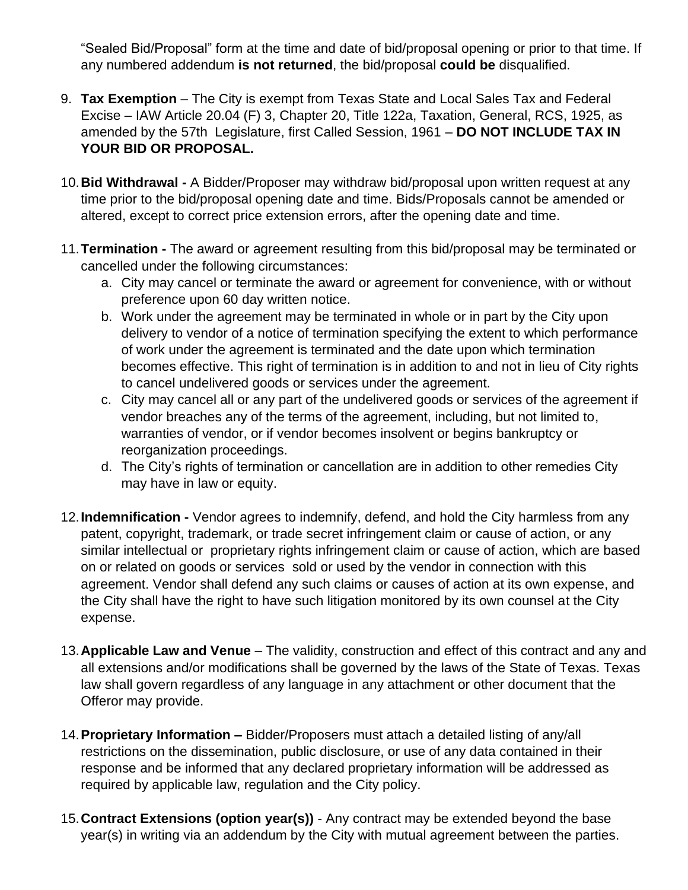"Sealed Bid/Proposal" form at the time and date of bid/proposal opening or prior to that time. If any numbered addendum **is not returned**, the bid/proposal **could be** disqualified.

9. **Tax Exemption** – The City is exempt from Texas State and Local Sales Tax and Federal Excise – IAW Article 20.04 (F) 3, Chapter 20, Title 122a, Taxation, General, RCS, 1925, as amended by the 57th Legislature, first Called Session, 1961 – **DO NOT INCLUDE TAX IN YOUR BID OR PROPOSAL.**

10. **Bid Withdrawal -** A Bidder/Proposer may withdraw bid/proposal upon written request at any time prior to the bid/proposal opening date and time. Bids/Proposals cannot be amended or altered, except to correct price extension errors, after the opening date and time.

11. **Termination -** The award or agreement resulting from this bid/proposal may be terminated or cancelled under the following circumstances:
    a. City may cancel or terminate the award or agreement for convenience, with or without preference upon 60 day written notice.
    b. Work under the agreement may be terminated in whole or in part by the City upon delivery to vendor of a notice of termination specifying the extent to which performance of work under the agreement is terminated and the date upon which termination becomes effective. This right of termination is in addition to and not in lieu of City rights to cancel undelivered goods or services under the agreement.
    c. City may cancel all or any part of the undelivered goods or services of the agreement if vendor breaches any of the terms of the agreement, including, but not limited to, warranties of vendor, or if vendor becomes insolvent or begins bankruptcy or reorganization proceedings.
    d. The City's rights of termination or cancellation are in addition to other remedies City may have in law or equity.

12. **Indemnification -** Vendor agrees to indemnify, defend, and hold the City harmless from any patent, copyright, trademark, or trade secret infringement claim or cause of action, or any similar intellectual or proprietary rights infringement claim or cause of action, which are based on or related on goods or services sold or used by the vendor in connection with this agreement. Vendor shall defend any such claims or causes of action at its own expense, and the City shall have the right to have such litigation monitored by its own counsel at the City expense.

13. **Applicable Law and Venue** – The validity, construction and effect of this contract and any and all extensions and/or modifications shall be governed by the laws of the State of Texas. Texas law shall govern regardless of any language in any attachment or other document that the Offeror may provide.

14. **Proprietary Information –** Bidder/Proposers must attach a detailed listing of any/all restrictions on the dissemination, public disclosure, or use of any data contained in their response and be informed that any declared proprietary information will be addressed as required by applicable law, regulation and the City policy.

15. **Contract Extensions (option year(s))** - Any contract may be extended beyond the base year(s) in writing via an addendum by the City with mutual agreement between the parties.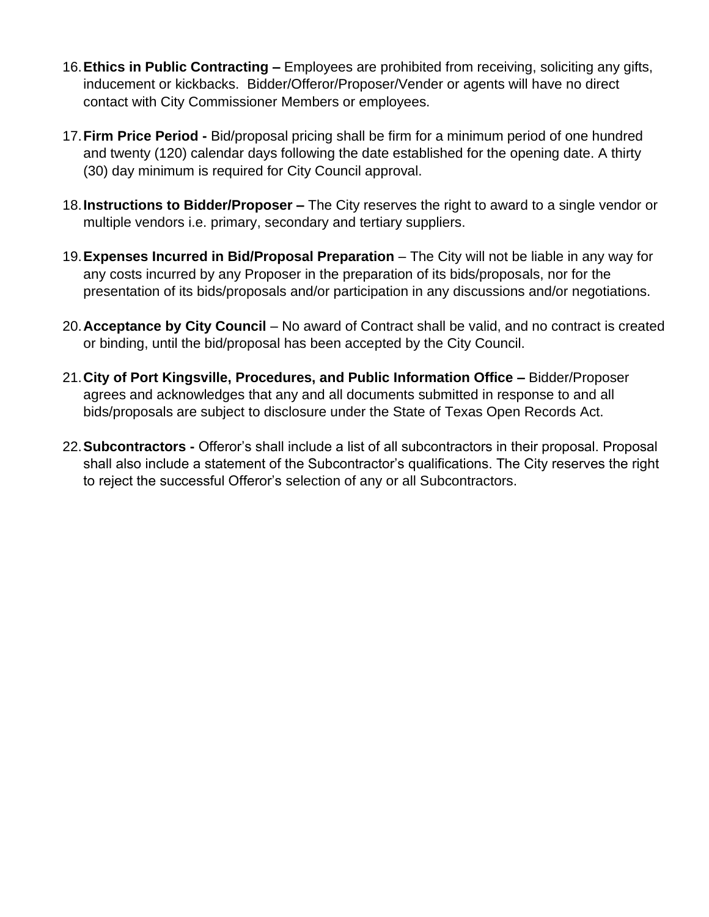16. **Ethics in Public Contracting –** Employees are prohibited from receiving, soliciting any gifts, inducement or kickbacks. Bidder/Offeror/Proposer/Vender or agents will have no direct contact with City Commissioner Members or employees.

17. **Firm Price Period -** Bid/proposal pricing shall be firm for a minimum period of one hundred and twenty (120) calendar days following the date established for the opening date. A thirty (30) day minimum is required for City Council approval.

18. **Instructions to Bidder/Proposer –** The City reserves the right to award to a single vendor or multiple vendors i.e. primary, secondary and tertiary suppliers.

19. **Expenses Incurred in Bid/Proposal Preparation** – The City will not be liable in any way for any costs incurred by any Proposer in the preparation of its bids/proposals, nor for the presentation of its bids/proposals and/or participation in any discussions and/or negotiations.

20. **Acceptance by City Council** – No award of Contract shall be valid, and no contract is created or binding, until the bid/proposal has been accepted by the City Council.

21. **City of Port Kingsville, Procedures, and Public Information Office –** Bidder/Proposer agrees and acknowledges that any and all documents submitted in response to and all bids/proposals are subject to disclosure under the State of Texas Open Records Act.

22. **Subcontractors -** Offeror's shall include a list of all subcontractors in their proposal. Proposal shall also include a statement of the Subcontractor's qualifications. The City reserves the right to reject the successful Offeror's selection of any or all Subcontractors.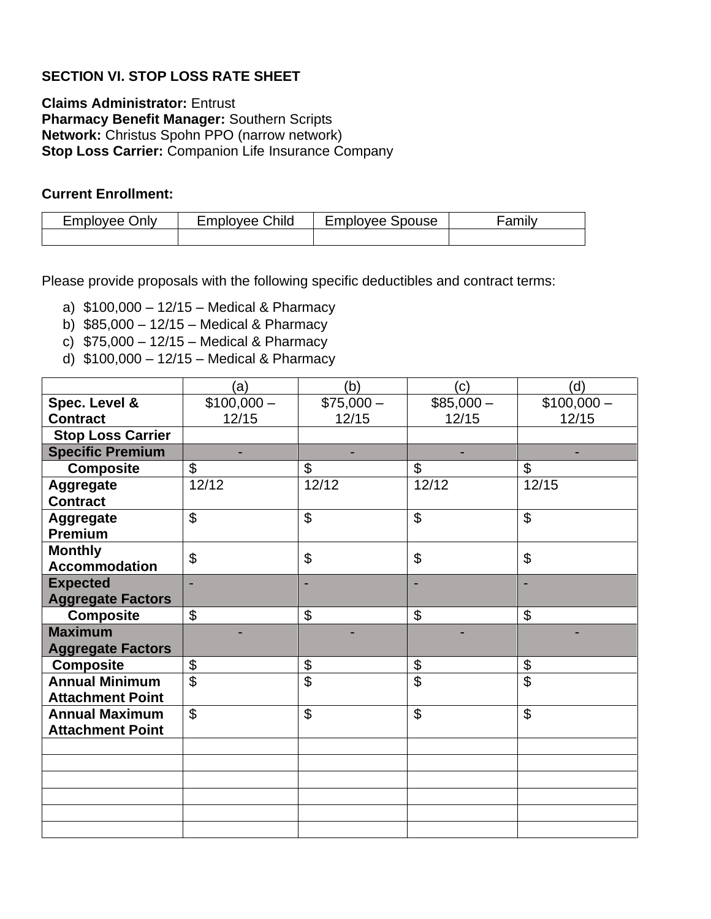**SECTION VI. STOP LOSS RATE SHEET**

**Claims Administrator:** Entrust
**Pharmacy Benefit Manager:** Southern Scripts
**Network:** Christus Spohn PPO (narrow network)
**Stop Loss Carrier:** Companion Life Insurance Company

**Current Enrollment:**

| Employee Only | Employee Child | Employee Spouse | Family |
|---|---|---|---|
| | | | |

Please provide proposals with the following specific deductibles and contract terms:

a) $100,000 – 12/15 – Medical & Pharmacy
b) $85,000 – 12/15 – Medical & Pharmacy
c) $75,000 – 12/15 – Medical & Pharmacy
d) $100,000 – 12/15 – Medical & Pharmacy

| | (a) | (b) | (c) | (d) |
|---|---|---|---|---|
| **Spec. Level & Contract** | $100,000 – 12/15 | $75,000 – 12/15 | $85,000 – 12/15 | $100,000 – 12/15 |
| **Stop Loss Carrier** | | | | |
| **Specific Premium** | - | - | - | - |
| **Composite** | $ | $ | $ | $ |
| **Aggregate Contract** | 12/12 | 12/12 | 12/12 | 12/15 |
| **Aggregate Premium** | $ | $ | $ | $ |
| **Monthly Accommodation** | $ | $ | $ | $ |
| **Expected Aggregate Factors** | - | - | - | - |
| **Composite** | $ | $ | $ | $ |
| **Maximum Aggregate Factors** | - | - | - | - |
| **Composite** | $ | $ | $ | $ |
| **Annual Minimum Attachment Point** | $ | $ | $ | $ |
| **Annual Maximum Attachment Point** | $ | $ | $ | $ |
| | | | | |
| | | | | |
| | | | | |
| | | | | |
| | | | | |
| | | | | |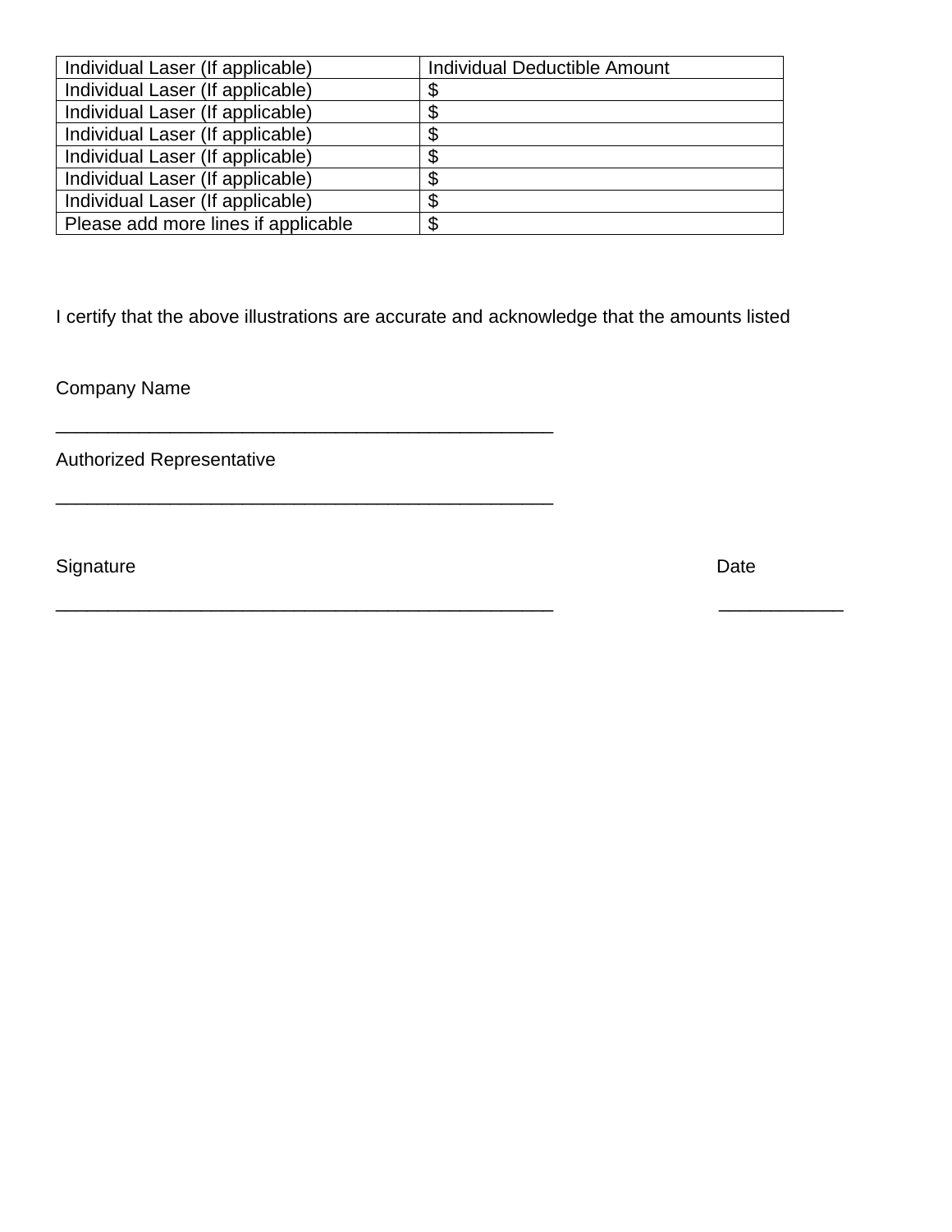| Individual Laser (If applicable) | Individual Deductible Amount |
| --- | --- |
| Individual Laser (If applicable) | $ |
| Individual Laser (If applicable) | $ |
| Individual Laser (If applicable) | $ |
| Individual Laser (If applicable) | $ |
| Individual Laser (If applicable) | $ |
| Individual Laser (If applicable) | $ |
| Please add more lines if applicable | $ |

I certify that the above illustrations are accurate and acknowledge that the amounts listed

Company Name

_______________________________________________

Authorized Representative

_______________________________________________

Signature                                                                                    Date

_______________________________________________                    ____________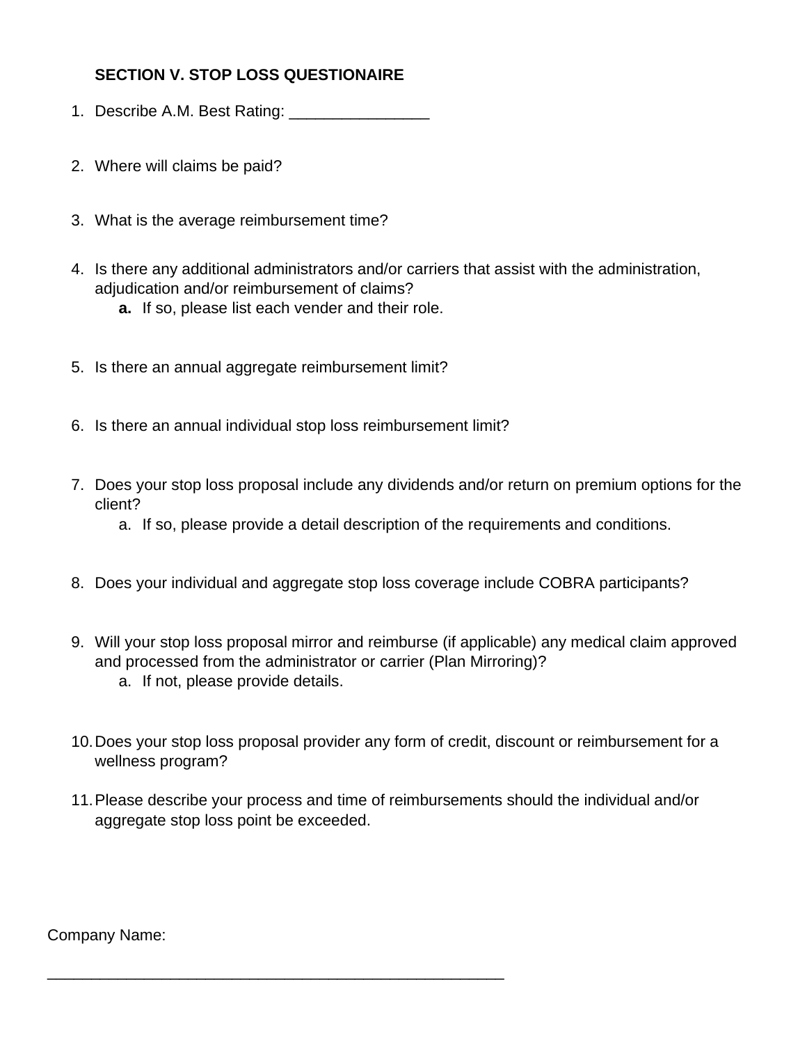**SECTION V. STOP LOSS QUESTIONAIRE**

1. Describe A.M. Best Rating: ________________

2. Where will claims be paid?

3. What is the average reimbursement time?

4. Is there any additional administrators and/or carriers that assist with the administration, adjudication and/or reimbursement of claims?
   - **a.** If so, please list each vender and their role.

5. Is there an annual aggregate reimbursement limit?

6. Is there an annual individual stop loss reimbursement limit?

7. Does your stop loss proposal include any dividends and/or return on premium options for the client?
   - a. If so, please provide a detail description of the requirements and conditions.

8. Does your individual and aggregate stop loss coverage include COBRA participants?

9. Will your stop loss proposal mirror and reimburse (if applicable) any medical claim approved and processed from the administrator or carrier (Plan Mirroring)?
   - a. If not, please provide details.

10. Does your stop loss proposal provider any form of credit, discount or reimbursement for a wellness program?

11. Please describe your process and time of reimbursements should the individual and/or aggregate stop loss point be exceeded.

Company Name:

______________________________________________________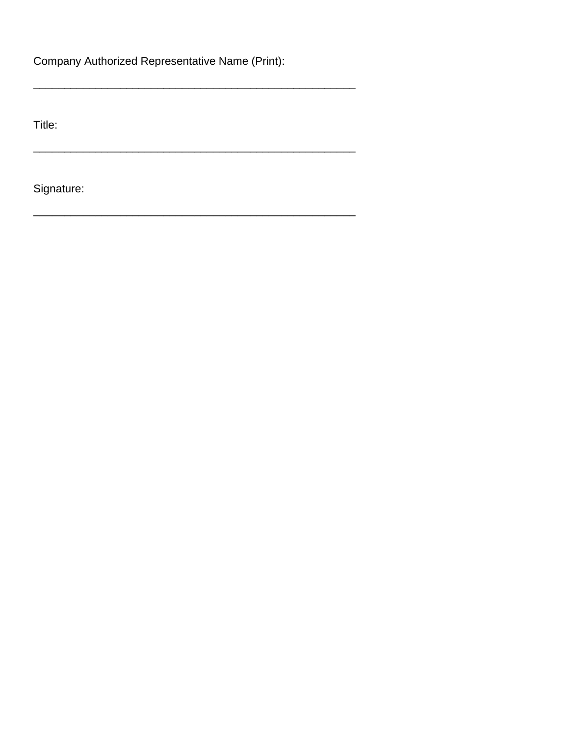Company Authorized Representative Name (Print):

_____________________________________________________

Title:

_____________________________________________________

Signature:

_____________________________________________________